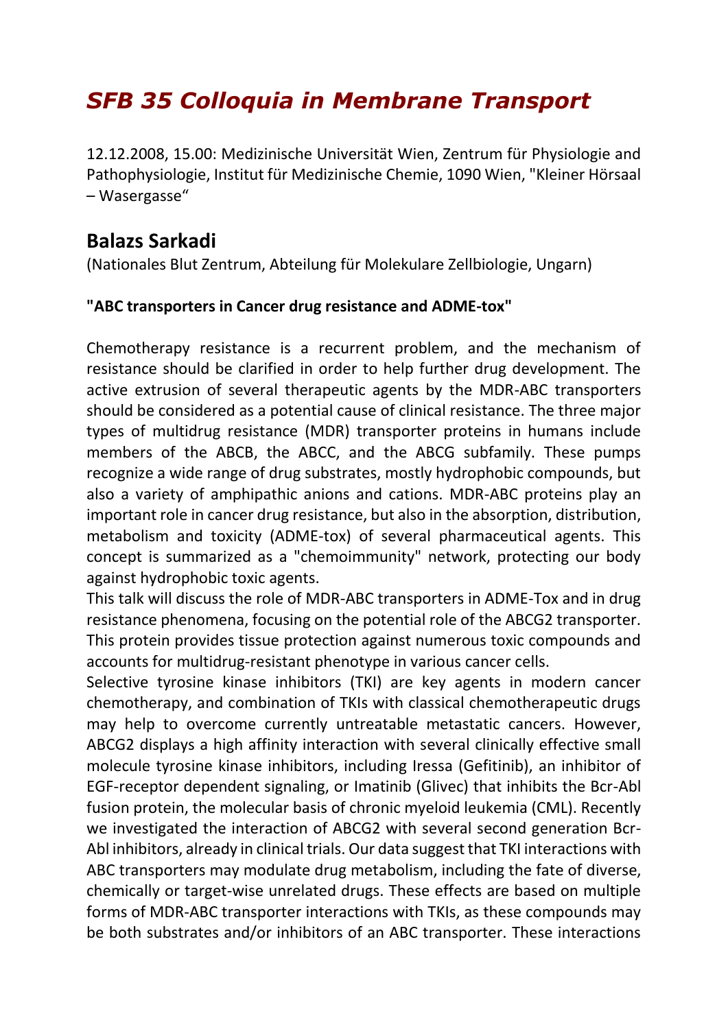# *SFB 35 Colloquia in Membrane Transport*

12.12.2008, 15.00: Medizinische Universität Wien, Zentrum für Physiologie and Pathophysiologie, Institut für Medizinische Chemie, 1090 Wien, "Kleiner Hörsaal – Wasergasse“

## Balazs Sarkadi

(Nationales Blut Zentrum, Abteilung für Molekulare Zellbiologie, Ungarn)

**"ABC transporters in Cancer drug resistance and ADME-tox"**

Chemotherapy resistance is a recurrent problem, and the mechanism of resistance should be clarified in order to help further drug development. The active extrusion of several therapeutic agents by the MDR-ABC transporters should be considered as a potential cause of clinical resistance. The three major types of multidrug resistance (MDR) transporter proteins in humans include members of the ABCB, the ABCC, and the ABCG subfamily. These pumps recognize a wide range of drug substrates, mostly hydrophobic compounds, but also a variety of amphipathic anions and cations. MDR-ABC proteins play an important role in cancer drug resistance, but also in the absorption, distribution, metabolism and toxicity (ADME-tox) of several pharmaceutical agents. This concept is summarized as a "chemoimmunity" network, protecting our body against hydrophobic toxic agents.

This talk will discuss the role of MDR-ABC transporters in ADME-Tox and in drug resistance phenomena, focusing on the potential role of the ABCG2 transporter. This protein provides tissue protection against numerous toxic compounds and accounts for multidrug-resistant phenotype in various cancer cells.

Selective tyrosine kinase inhibitors (TKI) are key agents in modern cancer chemotherapy, and combination of TKIs with classical chemotherapeutic drugs may help to overcome currently untreatable metastatic cancers. However, ABCG2 displays a high affinity interaction with several clinically effective small molecule tyrosine kinase inhibitors, including Iressa (Gefitinib), an inhibitor of EGF-receptor dependent signaling, or Imatinib (Glivec) that inhibits the Bcr-Abl fusion protein, the molecular basis of chronic myeloid leukemia (CML). Recently we investigated the interaction of ABCG2 with several second generation Bcr-Abl inhibitors, already in clinical trials. Our data suggest that TKI interactions with ABC transporters may modulate drug metabolism, including the fate of diverse, chemically or target-wise unrelated drugs. These effects are based on multiple forms of MDR-ABC transporter interactions with TKIs, as these compounds may be both substrates and/or inhibitors of an ABC transporter. These interactions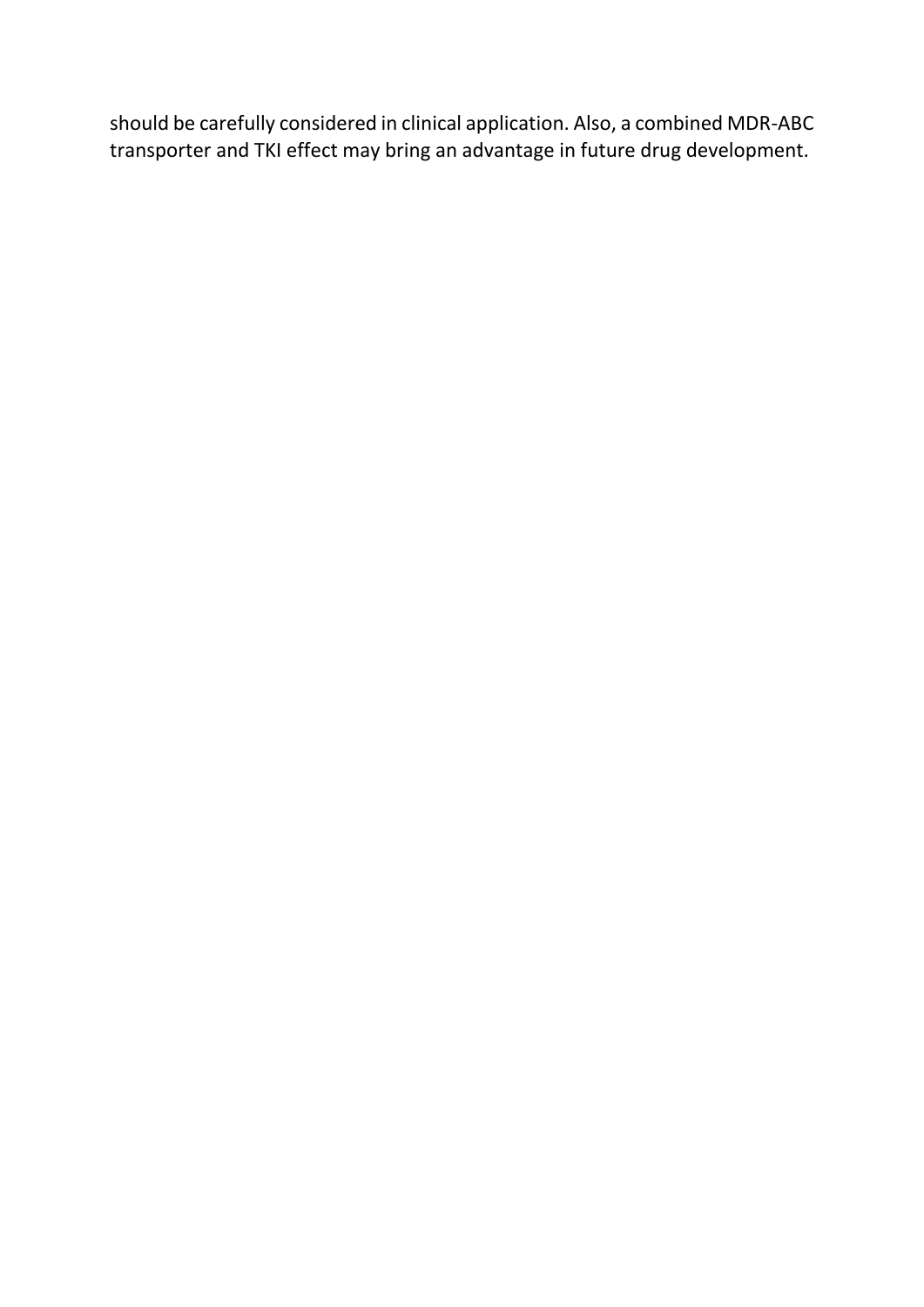should be carefully considered in clinical application. Also, a combined MDR-ABC transporter and TKI effect may bring an advantage in future drug development.